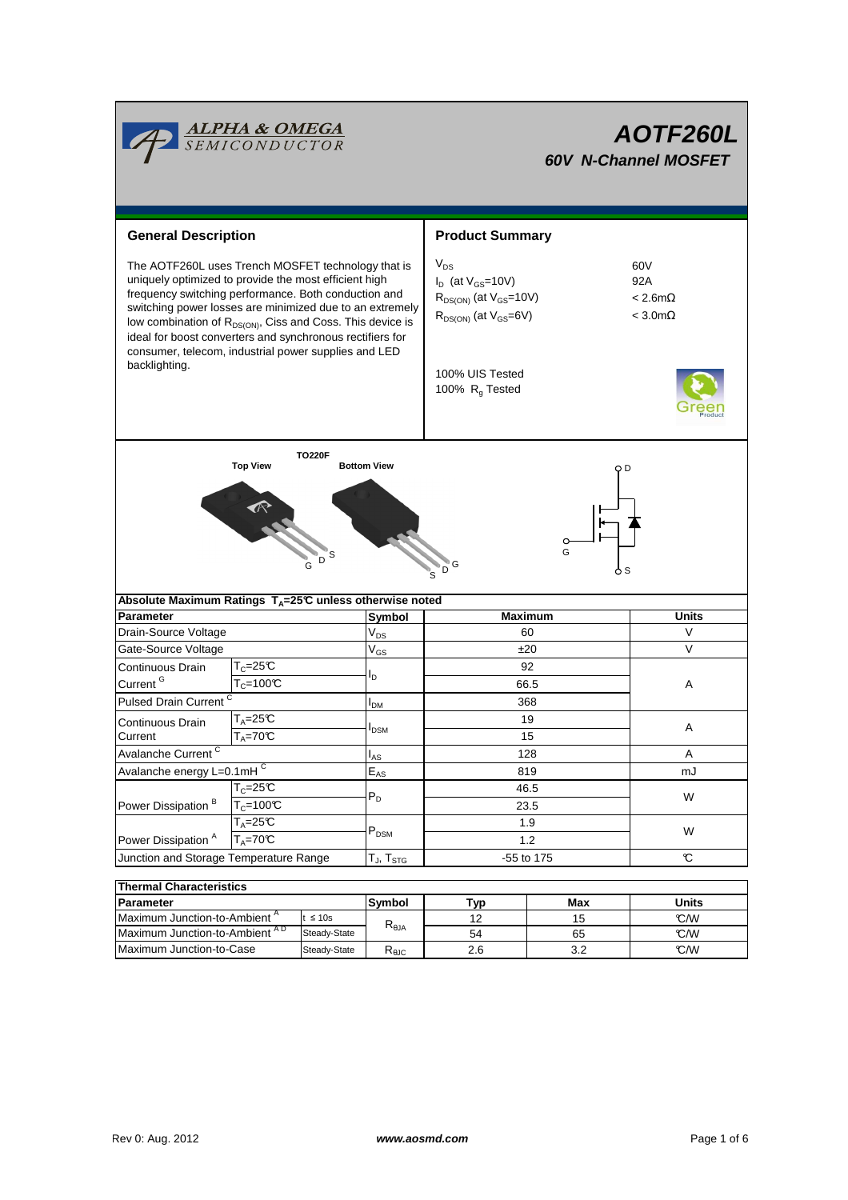# AOTF260L

## 60V N-Channel MOSFET

### General Description

The AOTF260L uses Trench MOSFET technology that is uniquely optimized to provide the most efficient high frequency switching performance. Both conduction and switching power losses are minimized due to an extremely low combination of $R_{DS(ON)}$, Ciss and Coss. This device is ideal for boost converters and synchronous rectifiers for consumer, telecom, industrial power supplies and LED backlighting.

### Product Summary

| | |
|---|---|
| $V_{DS}$ | 60V |
| $I_D$ (at $V_{GS}$=10V) | 92A |
| $R_{DS(ON)}$ (at $V_{GS}$=10V) | < 2.6mΩ |
| $R_{DS(ON)}$ (at $V_{GS}$=6V) | < 3.0mΩ |

100% UIS Tested
100% $R_g$ Tested

TO220F

Top View — Bottom View

G D S

### Absolute Maximum Ratings $T_A$=25°C unless otherwise noted

| Parameter | | Symbol | Maximum | Units |
|---|---|---|---|---|
| Drain-Source Voltage | | $V_{DS}$ | 60 | V |
| Gate-Source Voltage | | $V_{GS}$ | ±20 | V |
| Continuous Drain Current [G] | $T_C$=25°C | $I_D$ | 92 | A |
| | $T_C$=100°C | | 66.5 | |
| Pulsed Drain Current [C] | | $I_{DM}$ | 368 | |
| Continuous Drain Current | $T_A$=25°C | $I_{DSM}$ | 19 | A |
| | $T_A$=70°C | | 15 | |
| Avalanche Current [C] | | $I_{AS}$ | 128 | A |
| Avalanche energy L=0.1mH [C] | | $E_{AS}$ | 819 | mJ |
| Power Dissipation [B] | $T_C$=25°C | $P_D$ | 46.5 | W |
| | $T_C$=100°C | | 23.5 | |
| Power Dissipation [A] | $T_A$=25°C | $P_{DSM}$ | 1.9 | W |
| | $T_A$=70°C | | 1.2 | |
| Junction and Storage Temperature Range | | $T_J$, $T_{STG}$ | -55 to 175 | °C |

### Thermal Characteristics

| Parameter | | Symbol | Typ | Max | Units |
|---|---|---|---|---|---|
| Maximum Junction-to-Ambient [A] | t ≤ 10s | $R_{\theta JA}$ | 12 | 15 | °C/W |
| Maximum Junction-to-Ambient [AD] | Steady-State | | 54 | 65 | °C/W |
| Maximum Junction-to-Case | Steady-State | $R_{\theta JC}$ | 2.6 | 3.2 | °C/W |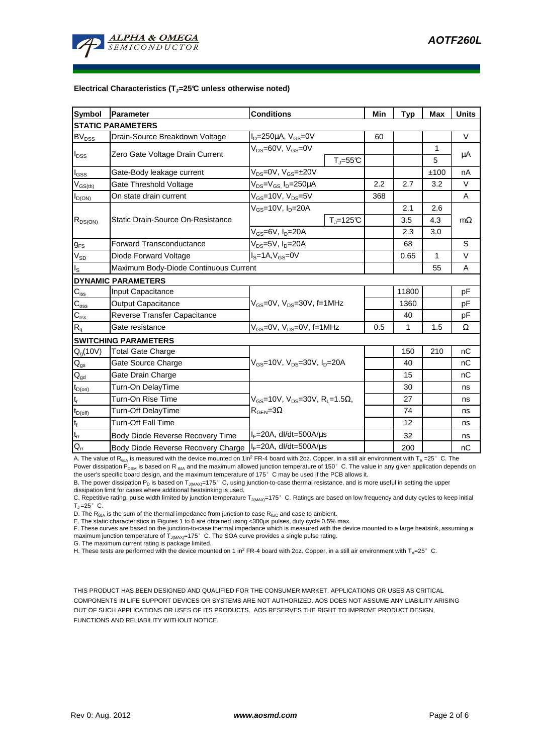**Electrical Characteristics ($T_J$=25°C unless otherwise noted)**

| Symbol | Parameter | Conditions | | Min | Typ | Max | Units |
|---|---|---|---|---|---|---|---|
| **STATIC PARAMETERS** | | | | | | | |
| $BV_{DSS}$ | Drain-Source Breakdown Voltage | $I_D$=250µA, $V_{GS}$=0V | | 60 | | | V |
| $I_{DSS}$ | Zero Gate Voltage Drain Current | $V_{DS}$=60V, $V_{GS}$=0V | | | | 1 | µA |
| | | | $T_J$=55°C | | | 5 | |
| $I_{GSS}$ | Gate-Body leakage current | $V_{DS}$=0V, $V_{GS}$=±20V | | | | ±100 | nA |
| $V_{GS(th)}$ | Gate Threshold Voltage | $V_{DS}$=$V_{GS}$, $I_D$=250µA | | 2.2 | 2.7 | 3.2 | V |
| $I_{D(ON)}$ | On state drain current | $V_{GS}$=10V, $V_{DS}$=5V | | 368 | | | A |
| $R_{DS(ON)}$ | Static Drain-Source On-Resistance | $V_{GS}$=10V, $I_D$=20A | | | 2.1 | 2.6 | mΩ |
| | | | $T_J$=125°C | | 3.5 | 4.3 | |
| | | $V_{GS}$=6V, $I_D$=20A | | | 2.3 | 3.0 | |
| $g_{FS}$ | Forward Transconductance | $V_{DS}$=5V, $I_D$=20A | | | 68 | | S |
| $V_{SD}$ | Diode Forward Voltage | $I_S$=1A, $V_{GS}$=0V | | | 0.65 | 1 | V |
| $I_S$ | Maximum Body-Diode Continuous Current | | | | | 55 | A |
| **DYNAMIC PARAMETERS** | | | | | | | |
| $C_{iss}$ | Input Capacitance | $V_{GS}$=0V, $V_{DS}$=30V, f=1MHz | | | 11800 | | pF |
| $C_{oss}$ | Output Capacitance | | | | 1360 | | pF |
| $C_{rss}$ | Reverse Transfer Capacitance | | | | 40 | | pF |
| $R_g$ | Gate resistance | $V_{GS}$=0V, $V_{DS}$=0V, f=1MHz | | 0.5 | 1 | 1.5 | Ω |
| **SWITCHING PARAMETERS** | | | | | | | |
| $Q_g$(10V) | Total Gate Charge | $V_{GS}$=10V, $V_{DS}$=30V, $I_D$=20A | | | 150 | 210 | nC |
| $Q_{gs}$ | Gate Source Charge | | | | 40 | | nC |
| $Q_{gd}$ | Gate Drain Charge | | | | 15 | | nC |
| $t_{D(on)}$ | Turn-On DelayTime | $V_{GS}$=10V, $V_{DS}$=30V, $R_L$=1.5Ω, $R_{GEN}$=3Ω | | | 30 | | ns |
| $t_r$ | Turn-On Rise Time | | | | 27 | | ns |
| $t_{D(off)}$ | Turn-Off DelayTime | | | | 74 | | ns |
| $t_f$ | Turn-Off Fall Time | | | | 12 | | ns |
| $t_{rr}$ | Body Diode Reverse Recovery Time | $I_F$=20A, dI/dt=500A/µs | | | 32 | | ns |
| $Q_{rr}$ | Body Diode Reverse Recovery Charge | $I_F$=20A, dI/dt=500A/µs | | | 200 | | nC |

A. The value of $R_{\theta JA}$ is measured with the device mounted on 1in² FR-4 board with 2oz. Copper, in a still air environment with $T_A$ =25° C. The Power dissipation $P_{DSM}$ is based on $R_{\theta JA}$ and the maximum allowed junction temperature of 150° C. The value in any given application depends on the user's specific board design, and the maximum temperature of 175° C may be used if the PCB allows it.

B. The power dissipation $P_D$ is based on $T_{J(MAX)}$=175° C, using junction-to-case thermal resistance, and is more useful in setting the upper dissipation limit for cases where additional heatsinking is used.

C. Repetitive rating, pulse width limited by junction temperature $T_{J(MAX)}$=175° C. Ratings are based on low frequency and duty cycles to keep initial $T_J$=25° C.

D. The $R_{\theta JA}$ is the sum of the thermal impedance from junction to case $R_{\theta JC}$ and case to ambient.

E. The static characteristics in Figures 1 to 6 are obtained using <300µs pulses, duty cycle 0.5% max.

F. These curves are based on the junction-to-case thermal impedance which is measured with the device mounted to a large heatsink, assuming a maximum junction temperature of $T_{J(MAX)}$=175° C. The SOA curve provides a single pulse rating.

G. The maximum current rating is package limited.

H. These tests are performed with the device mounted on 1 in² FR-4 board with 2oz. Copper, in a still air environment with $T_A$=25° C.

THIS PRODUCT HAS BEEN DESIGNED AND QUALIFIED FOR THE CONSUMER MARKET. APPLICATIONS OR USES AS CRITICAL COMPONENTS IN LIFE SUPPORT DEVICES OR SYSTEMS ARE NOT AUTHORIZED. AOS DOES NOT ASSUME ANY LIABILITY ARISING OUT OF SUCH APPLICATIONS OR USES OF ITS PRODUCTS. AOS RESERVES THE RIGHT TO IMPROVE PRODUCT DESIGN, FUNCTIONS AND RELIABILITY WITHOUT NOTICE.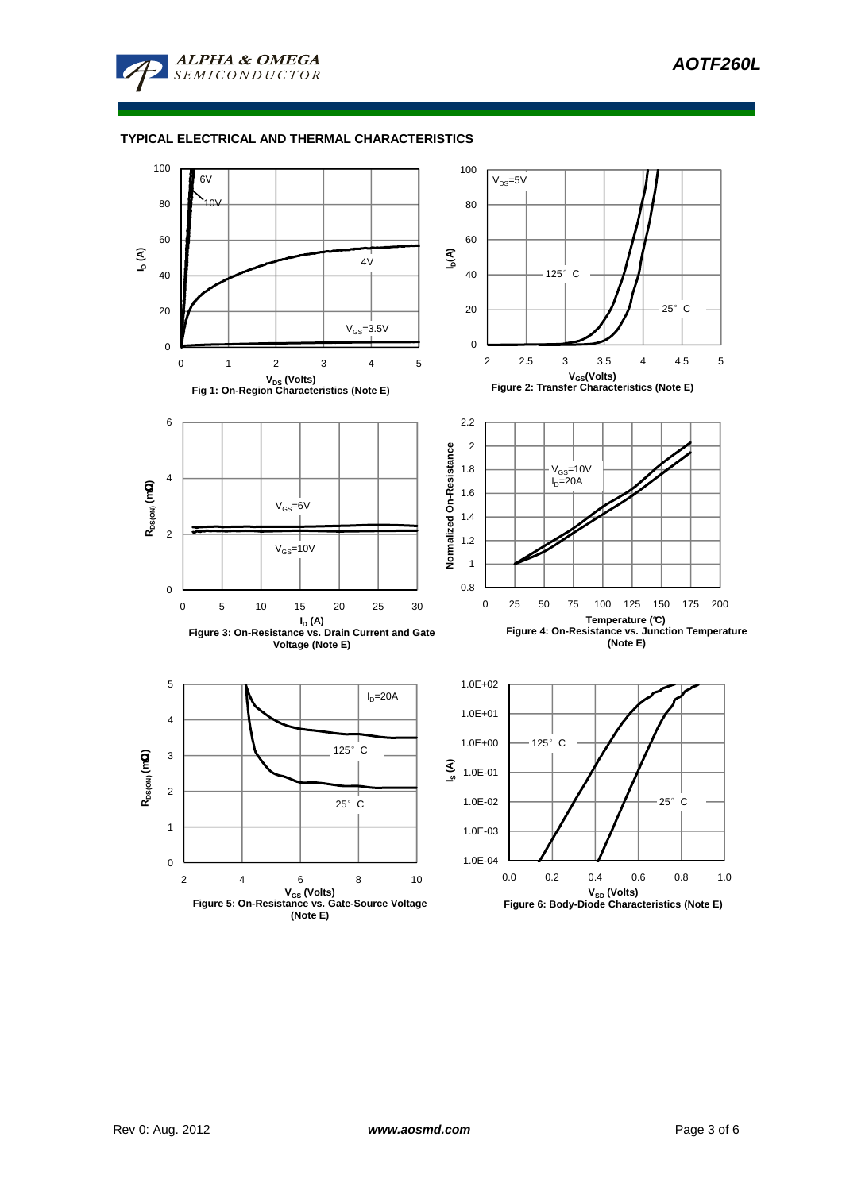## TYPICAL ELECTRICAL AND THERMAL CHARACTERISTICS

Fig 1: On-Region Characteristics (Note E)

Figure 2: Transfer Characteristics (Note E)

Figure 3: On-Resistance vs. Drain Current and Gate Voltage (Note E)

Figure 4: On-Resistance vs. Junction Temperature (Note E)

Figure 5: On-Resistance vs. Gate-Source Voltage (Note E)

Figure 6: Body-Diode Characteristics (Note E)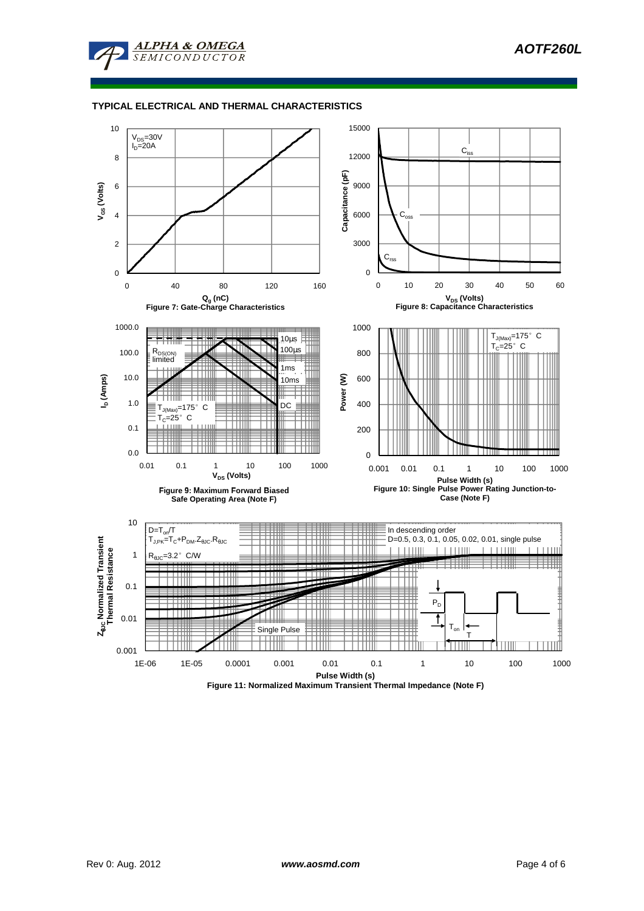## TYPICAL ELECTRICAL AND THERMAL CHARACTERISTICS

$V_{DS}$=30V
$I_D$=20A

$V_{GS}$ (Volts)

$Q_g$ (nC)

**Figure 7: Gate-Charge Characteristics**

$C_{iss}$

$C_{oss}$

$C_{rss}$

Capacitance (pF)

$V_{DS}$ (Volts)

**Figure 8: Capacitance Characteristics**

10µs

100µs

1ms

10ms

DC

$R_{DS(ON)}$ limited

$T_{J(Max)}$=175° C
$T_C$=25° C

$I_D$ (Amps)

$V_{DS}$ (Volts)

**Figure 9: Maximum Forward Biased Safe Operating Area (Note F)**

$T_{J(Max)}$=175° C
$T_C$=25° C

Power (W)

Pulse Width (s)

**Figure 10: Single Pulse Power Rating Junction-to-Case (Note F)**

$D=T_{on}/T$
$T_{J,PK}=T_C+P_{DM}.Z_{\theta JC}.R_{\theta JC}$

$R_{\theta JC}$=3.2° C/W

In descending order
D=0.5, 0.3, 0.1, 0.05, 0.02, 0.01, single pulse

Single Pulse

$P_D$

$T_{on}$

T

$Z_{\theta JC}$ Normalized Transient Thermal Resistance

Pulse Width (s)

**Figure 11: Normalized Maximum Transient Thermal Impedance (Note F)**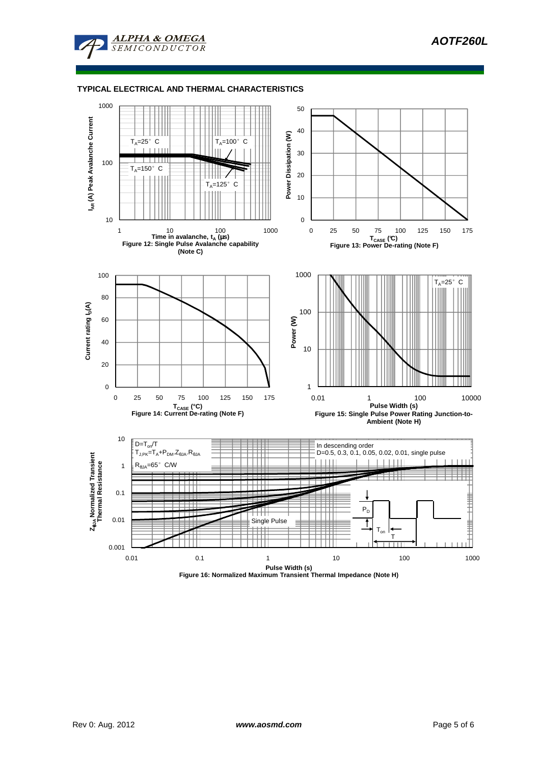## TYPICAL ELECTRICAL AND THERMAL CHARACTERISTICS

Figure 12: Single Pulse Avalanche capability (Note C)

Figure 13: Power De-rating (Note F)

Figure 14: Current De-rating (Note F)

Figure 15: Single Pulse Power Rating Junction-to-Ambient (Note H)

Figure 16: Normalized Maximum Transient Thermal Impedance (Note H)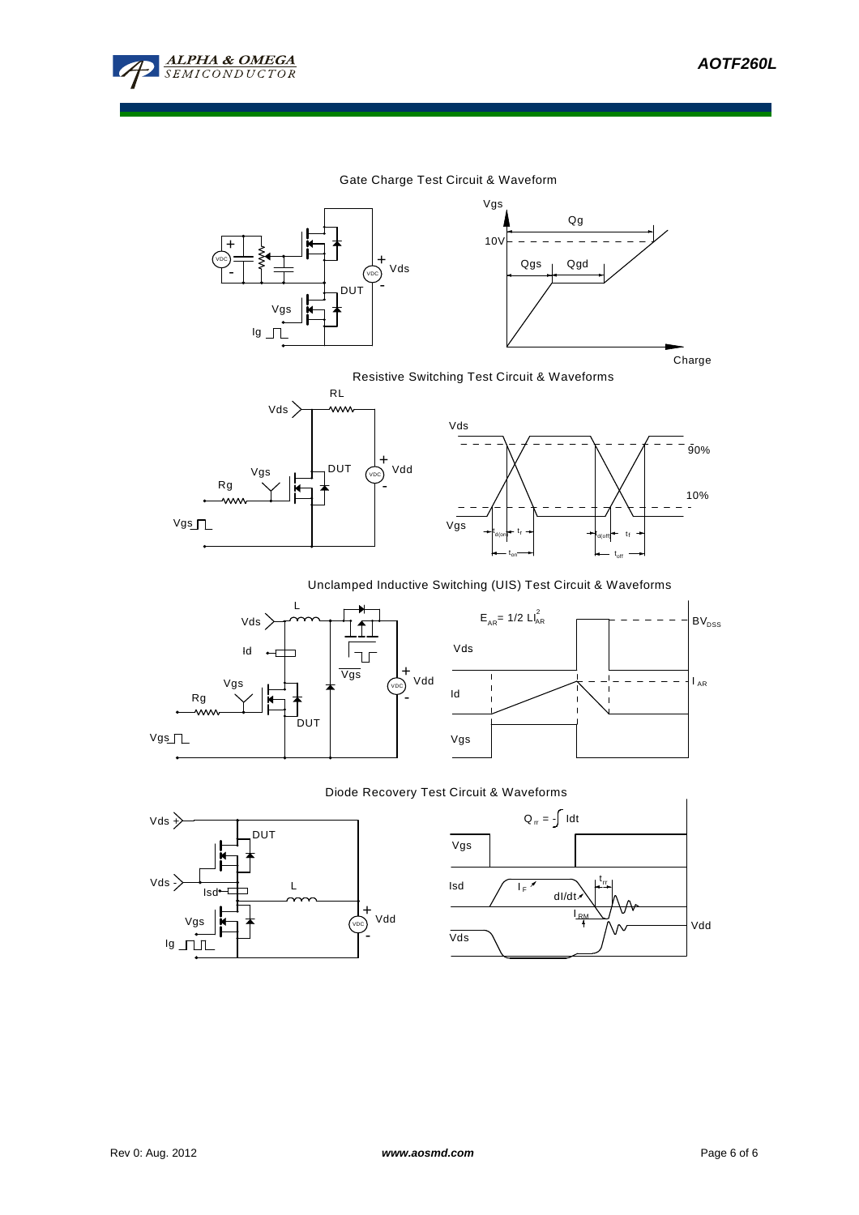## Gate Charge Test Circuit & Waveform

VDC
+
-
DUT
Vgs
Ig
VDC
+
-
Vds

Vgs
Qg
10V
Qgs
Qgd
Charge

## Resistive Switching Test Circuit & Waveforms

RL
Vds
Vgs
Rg
Vgs
DUT
VDC
+
-
Vdd

Vds
90%
10%
Vgs
$t_{d(on)}$
$t_r$
$t_{on}$
$t_{d(off)}$
$t_f$
$t_{off}$

## Unclamped Inductive Switching (UIS) Test Circuit & Waveforms

L
Vds
Id
Vgs
Rg
Vgs
DUT
Vgs
VDC
+
-
Vdd

$E_{AR} = 1/2\ LI_{AR}^2$
$BV_{DSS}$
Vds
Id
$I_{AR}$
Vgs

## Diode Recovery Test Circuit & Waveforms

Vds +
DUT
Vds -
Isd
L
Vgs
Ig
VDC
+
-
Vdd

$Q_{rr} = -\int Idt$
Vgs
Isd
$I_F$
dI/dt
$t_{rr}$
$I_{RM}$
Vds
Vdd